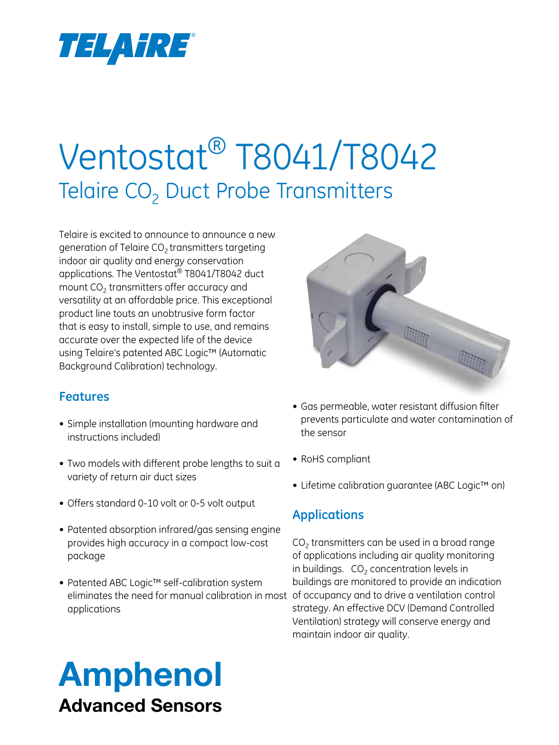TELAIRE®

# Ventostat® T8041/T8042

## Telaire $CO_2$ Duct Probe Transmitters

Telaire is excited to announce to announce a new generation of Telaire $CO_2$ transmitters targeting indoor air quality and energy conservation applications. The Ventostat® T8041/T8042 duct mount $CO_2$ transmitters offer accuracy and versatility at an affordable price. This exceptional product line touts an unobtrusive form factor that is easy to install, simple to use, and remains accurate over the expected life of the device using Telaire's patented ABC Logic™ (Automatic Background Calibration) technology.

### Features

- Simple installation (mounting hardware and instructions included)
- Two models with different probe lengths to suit a variety of return air duct sizes
- Offers standard 0-10 volt or 0-5 volt output
- Patented absorption infrared/gas sensing engine provides high accuracy in a compact low-cost package
- Patented ABC Logic™ self-calibration system eliminates the need for manual calibration in most applications
- Gas permeable, water resistant diffusion filter prevents particulate and water contamination of the sensor
- RoHS compliant
- Lifetime calibration guarantee (ABC Logic™ on)

### Applications

$CO_2$ transmitters can be used in a broad range of applications including air quality monitoring in buildings. $CO_2$ concentration levels in buildings are monitored to provide an indication of occupancy and to drive a ventilation control strategy. An effective DCV (Demand Controlled Ventilation) strategy will conserve energy and maintain indoor air quality.

**Amphenol**
**Advanced Sensors**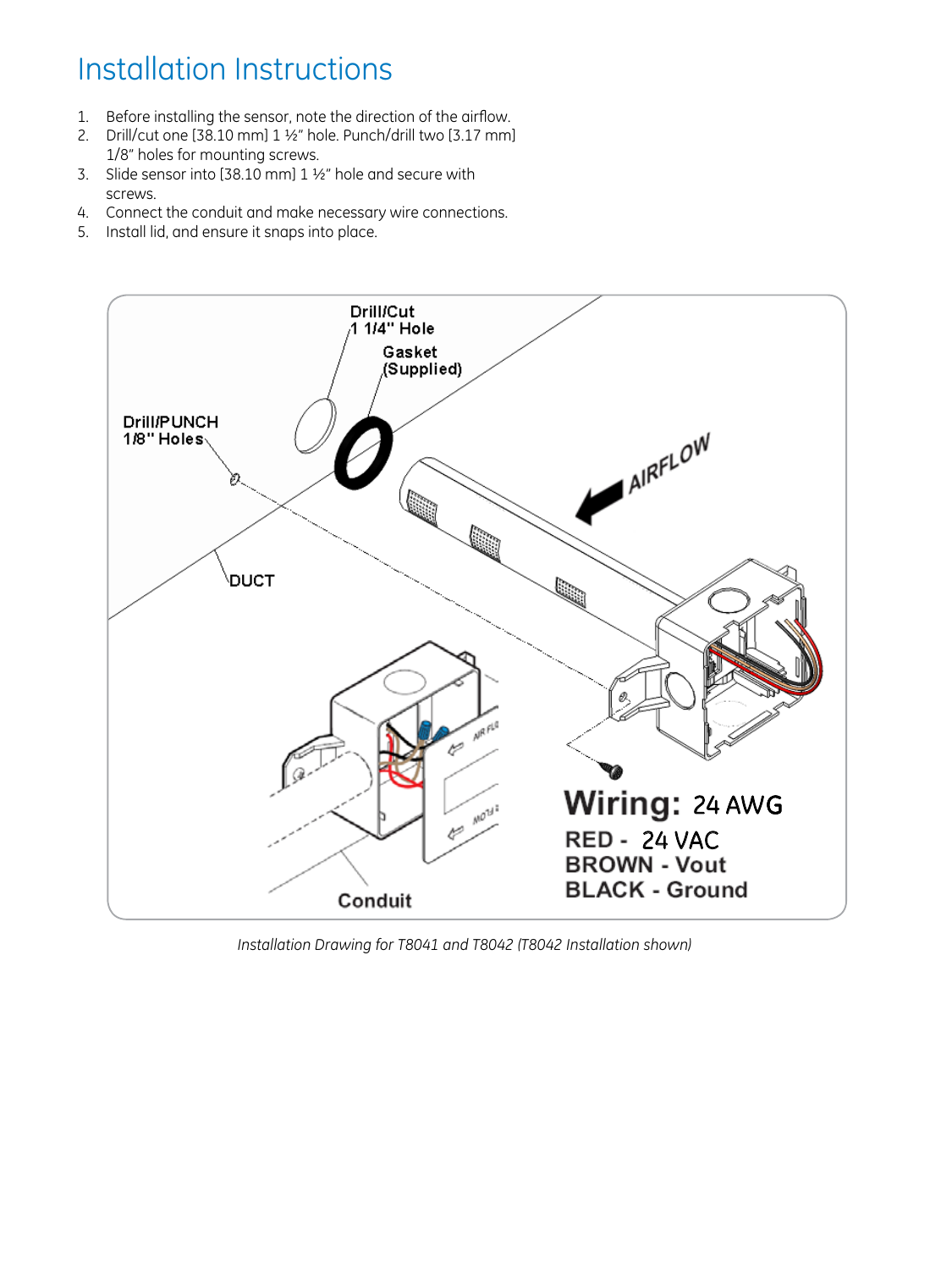# Installation Instructions

1. Before installing the sensor, note the direction of the airflow.
2. Drill/cut one [38.10 mm] 1 ½" hole. Punch/drill two [3.17 mm] 1/8" holes for mounting screws.
3. Slide sensor into [38.10 mm] 1 ½" hole and secure with screws.
4. Connect the conduit and make necessary wire connections.
5. Install lid, and ensure it snaps into place.

Drill/Cut 1 1/4" Hole

Gasket (Supplied)

Drill/PUNCH 1/8" Holes

AIRFLOW

DUCT

Conduit

**Wiring: 24 AWG**

**RED - 24 VAC**

**BROWN - Vout**

**BLACK - Ground**

*Installation Drawing for T8041 and T8042 (T8042 Installation shown)*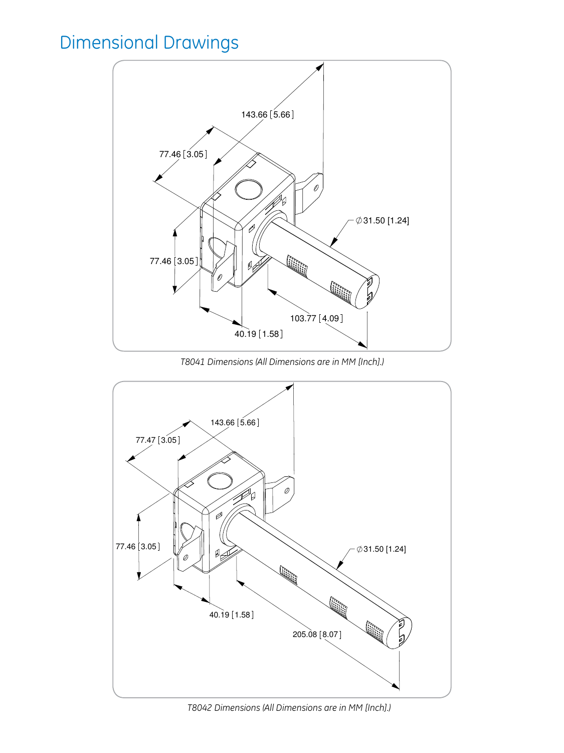# Dimensional Drawings

143.66 [5.66]

77.46 [3.05]

Ø31.50 [1.24]

77.46 [3.05]

103.77 [4.09]

40.19 [1.58]

*T8041 Dimensions (All Dimensions are in MM [Inch].)*

143.66 [5.66]

77.47 [3.05]

77.46 [3.05]

Ø31.50 [1.24]

40.19 [1.58]

205.08 [8.07]

*T8042 Dimensions (All Dimensions are in MM [Inch].)*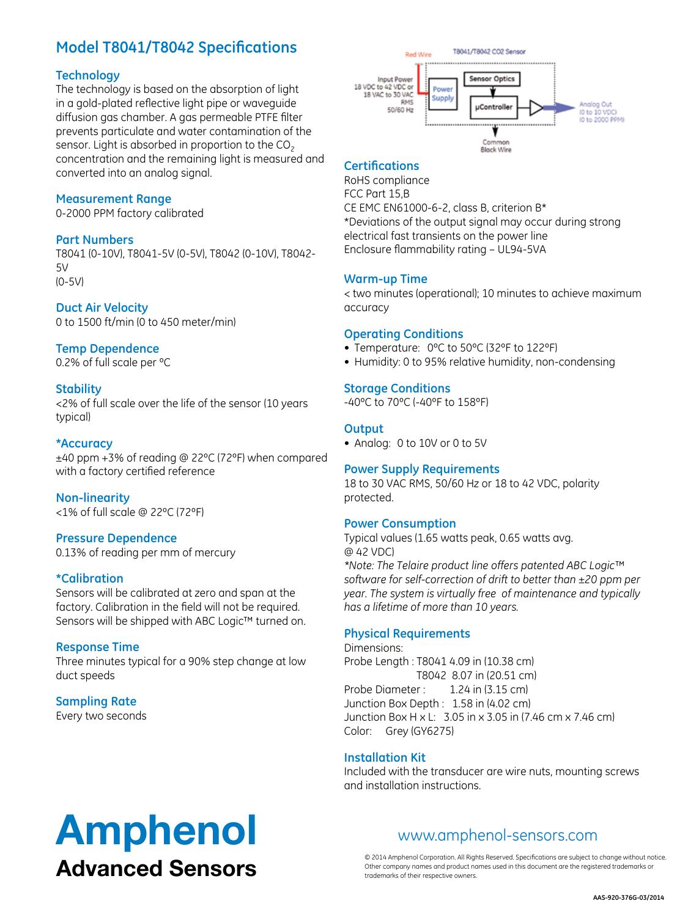# Model T8041/T8042 Specifications

### Technology
The technology is based on the absorption of light in a gold-plated reflective light pipe or waveguide diffusion gas chamber. A gas permeable PTFE filter prevents particulate and water contamination of the sensor. Light is absorbed in proportion to the $CO_2$ concentration and the remaining light is measured and converted into an analog signal.

### Measurement Range
0-2000 PPM factory calibrated

### Part Numbers
T8041 (0-10V), T8041-5V (0-5V), T8042 (0-10V), T8042-5V
(0-5V)

### Duct Air Velocity
0 to 1500 ft/min (0 to 450 meter/min)

### Temp Dependence
0.2% of full scale per °C

### Stability
<2% of full scale over the life of the sensor (10 years typical)

### *Accuracy
±40 ppm +3% of reading @ 22°C (72°F) when compared with a factory certified reference

### Non-linearity
<1% of full scale @ 22°C (72°F)

### Pressure Dependence
0.13% of reading per mm of mercury

### *Calibration
Sensors will be calibrated at zero and span at the factory. Calibration in the field will not be required. Sensors will be shipped with ABC Logic™ turned on.

### Response Time
Three minutes typical for a 90% step change at low duct speeds

### Sampling Rate
Every two seconds

Red Wire
T8041/T8042 CO2 Sensor
Input Power
18 VDC to 42 VDC or
18 VAC to 30 VAC
RMS
50/60 Hz
Power Supply
Sensor Optics
μController
Analog Out
(0 to 10 VDC)
(0 to 2000 PPM)
Common
Black Wire

### Certifications
RoHS compliance
FCC Part 15,B
CE EMC EN61000-6-2, class B, criterion B*
*Deviations of the output signal may occur during strong electrical fast transients on the power line
Enclosure flammability rating – UL94-5VA

### Warm-up Time
< two minutes (operational); 10 minutes to achieve maximum accuracy

### Operating Conditions
- Temperature: 0°C to 50°C (32°F to 122°F)
- Humidity: 0 to 95% relative humidity, non-condensing

### Storage Conditions
-40°C to 70°C (-40°F to 158°F)

### Output
- Analog: 0 to 10V or 0 to 5V

### Power Supply Requirements
18 to 30 VAC RMS, 50/60 Hz or 18 to 42 VDC, polarity protected.

### Power Consumption
Typical values (1.65 watts peak, 0.65 watts avg. @ 42 VDC)

*\*Note: The Telaire product line offers patented ABC Logic™ software for self-correction of drift to better than ±20 ppm per year. The system is virtually free of maintenance and typically has a lifetime of more than 10 years.*

### Physical Requirements
Dimensions:
Probe Length : T8041 4.09 in (10.38 cm)
T8042 8.07 in (20.51 cm)
Probe Diameter : 1.24 in (3.15 cm)
Junction Box Depth : 1.58 in (4.02 cm)
Junction Box H x L: 3.05 in x 3.05 in (7.46 cm x 7.46 cm)
Color: Grey (GY6275)

### Installation Kit
Included with the transducer are wire nuts, mounting screws and installation instructions.

**Amphenol**
**Advanced Sensors**

www.amphenol-sensors.com

© 2014 Amphenol Corporation. All Rights Reserved. Specifications are subject to change without notice. Other company names and product names used in this document are the registered trademarks or trademarks of their respective owners.

AAS-920-376G-03/2014